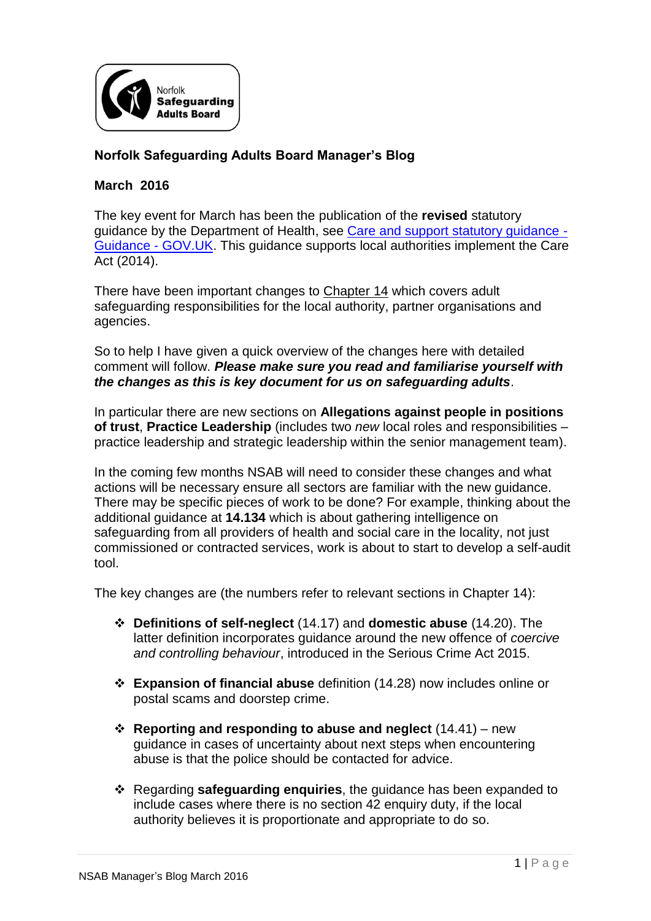Norfolk Safeguarding Adults Board

**Norfolk Safeguarding Adults Board Manager's Blog**

**March 2016**

The key event for March has been the publication of the **revised** statutory guidance by the Department of Health, see [Care and support statutory guidance - Guidance - GOV.UK](). This guidance supports local authorities implement the Care Act (2014).

There have been important changes to Chapter 14 which covers adult safeguarding responsibilities for the local authority, partner organisations and agencies.

So to help I have given a quick overview of the changes here with detailed comment will follow. ***Please make sure you read and familiarise yourself with the changes as this is key document for us on safeguarding adults***.

In particular there are new sections on **Allegations against people in positions of trust**, **Practice Leadership** (includes two *new* local roles and responsibilities – practice leadership and strategic leadership within the senior management team).

In the coming few months NSAB will need to consider these changes and what actions will be necessary ensure all sectors are familiar with the new guidance. There may be specific pieces of work to be done? For example, thinking about the additional guidance at **14.134** which is about gathering intelligence on safeguarding from all providers of health and social care in the locality, not just commissioned or contracted services, work is about to start to develop a self-audit tool.

The key changes are (the numbers refer to relevant sections in Chapter 14):

- **Definitions of self-neglect** (14.17) and **domestic abuse** (14.20). The latter definition incorporates guidance around the new offence of *coercive and controlling behaviour*, introduced in the Serious Crime Act 2015.
- **Expansion of financial abuse** definition (14.28) now includes online or postal scams and doorstep crime.
- **Reporting and responding to abuse and neglect** (14.41) – new guidance in cases of uncertainty about next steps when encountering abuse is that the police should be contacted for advice.
- Regarding **safeguarding enquiries**, the guidance has been expanded to include cases where there is no section 42 enquiry duty, if the local authority believes it is proportionate and appropriate to do so.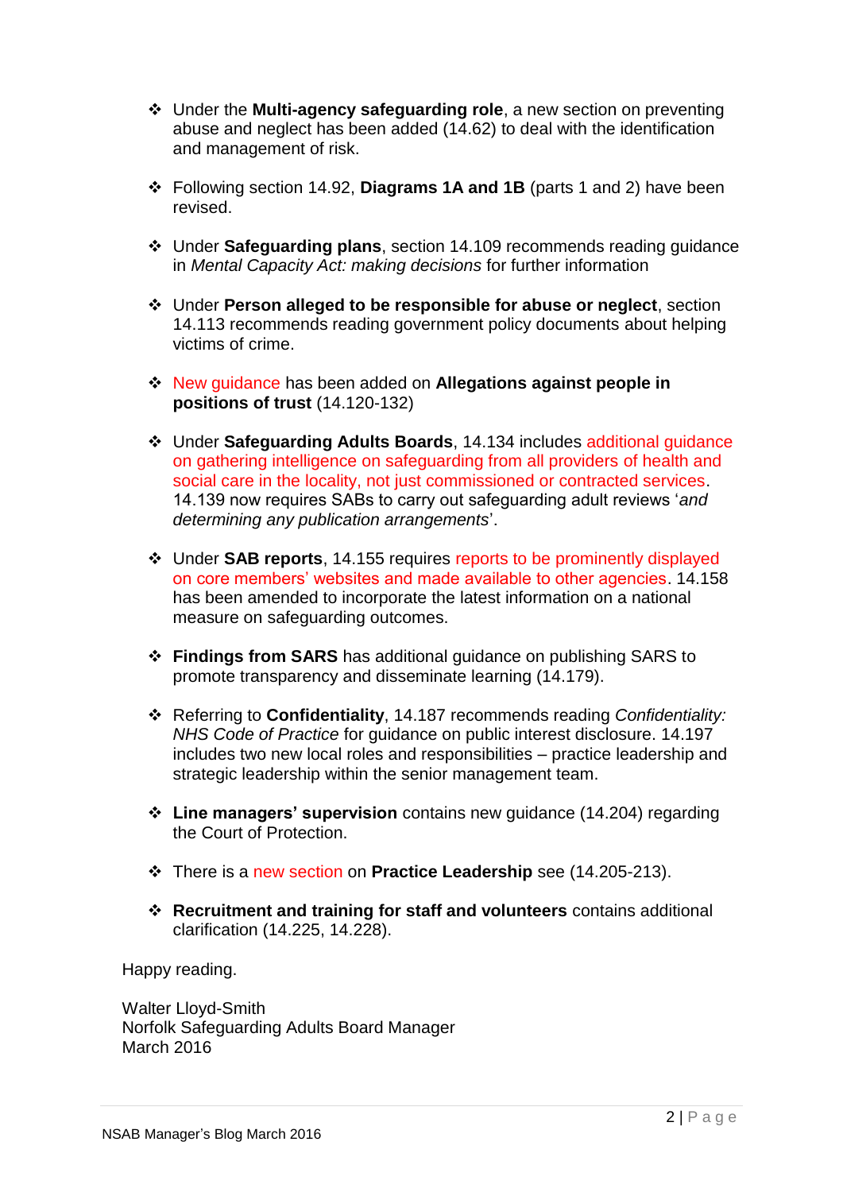- Under the **Multi-agency safeguarding role**, a new section on preventing abuse and neglect has been added (14.62) to deal with the identification and management of risk.

- Following section 14.92, **Diagrams 1A and 1B** (parts 1 and 2) have been revised.

- Under **Safeguarding plans**, section 14.109 recommends reading guidance in *Mental Capacity Act: making decisions* for further information

- Under **Person alleged to be responsible for abuse or neglect**, section 14.113 recommends reading government policy documents about helping victims of crime.

- New guidance has been added on **Allegations against people in positions of trust** (14.120-132)

- Under **Safeguarding Adults Boards**, 14.134 includes additional guidance on gathering intelligence on safeguarding from all providers of health and social care in the locality, not just commissioned or contracted services. 14.139 now requires SABs to carry out safeguarding adult reviews '*and determining any publication arrangements*'.

- Under **SAB reports**, 14.155 requires reports to be prominently displayed on core members' websites and made available to other agencies. 14.158 has been amended to incorporate the latest information on a national measure on safeguarding outcomes.

- **Findings from SARS** has additional guidance on publishing SARS to promote transparency and disseminate learning (14.179).

- Referring to **Confidentiality**, 14.187 recommends reading *Confidentiality: NHS Code of Practice* for guidance on public interest disclosure. 14.197 includes two new local roles and responsibilities – practice leadership and strategic leadership within the senior management team.

- **Line managers' supervision** contains new guidance (14.204) regarding the Court of Protection.

- There is a new section on **Practice Leadership** see (14.205-213).

- **Recruitment and training for staff and volunteers** contains additional clarification (14.225, 14.228).

Happy reading.

Walter Lloyd-Smith
Norfolk Safeguarding Adults Board Manager
March 2016